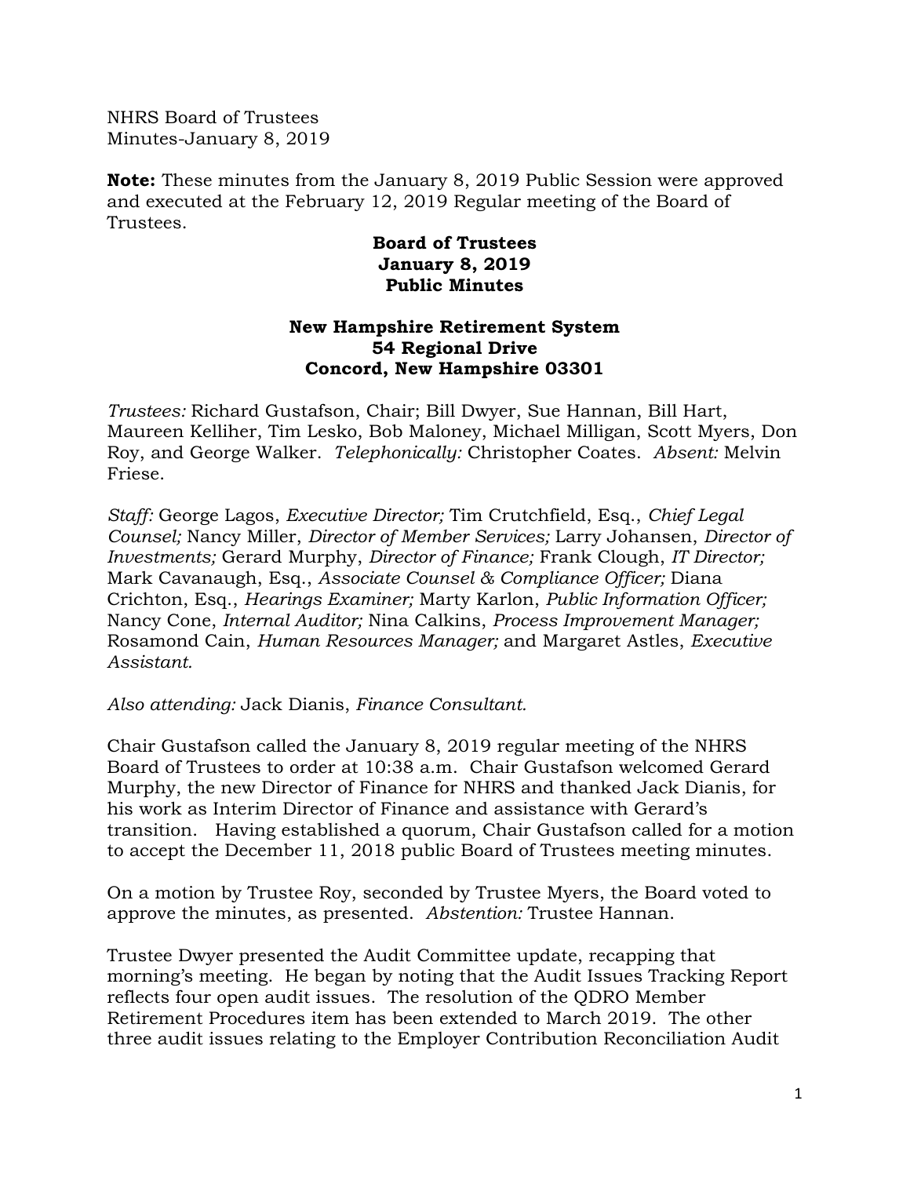NHRS Board of Trustees
Minutes-January 8, 2019

**Note:** These minutes from the January 8, 2019 Public Session were approved and executed at the February 12, 2019 Regular meeting of the Board of Trustees.

**Board of Trustees**
**January 8, 2019**
**Public Minutes**

**New Hampshire Retirement System**
**54 Regional Drive**
**Concord, New Hampshire 03301**

*Trustees:* Richard Gustafson, Chair; Bill Dwyer, Sue Hannan, Bill Hart, Maureen Kelliher, Tim Lesko, Bob Maloney, Michael Milligan, Scott Myers, Don Roy, and George Walker. *Telephonically:* Christopher Coates. *Absent:* Melvin Friese.

*Staff:* George Lagos, *Executive Director;* Tim Crutchfield, Esq., *Chief Legal Counsel;* Nancy Miller, *Director of Member Services;* Larry Johansen, *Director of Investments;* Gerard Murphy, *Director of Finance;* Frank Clough, *IT Director;* Mark Cavanaugh, Esq., *Associate Counsel & Compliance Officer;* Diana Crichton, Esq., *Hearings Examiner;* Marty Karlon, *Public Information Officer;* Nancy Cone, *Internal Auditor;* Nina Calkins, *Process Improvement Manager;* Rosamond Cain, *Human Resources Manager;* and Margaret Astles, *Executive Assistant.*

*Also attending:* Jack Dianis, *Finance Consultant.*

Chair Gustafson called the January 8, 2019 regular meeting of the NHRS Board of Trustees to order at 10:38 a.m. Chair Gustafson welcomed Gerard Murphy, the new Director of Finance for NHRS and thanked Jack Dianis, for his work as Interim Director of Finance and assistance with Gerard's transition. Having established a quorum, Chair Gustafson called for a motion to accept the December 11, 2018 public Board of Trustees meeting minutes.

On a motion by Trustee Roy, seconded by Trustee Myers, the Board voted to approve the minutes, as presented. *Abstention:* Trustee Hannan.

Trustee Dwyer presented the Audit Committee update, recapping that morning's meeting. He began by noting that the Audit Issues Tracking Report reflects four open audit issues. The resolution of the QDRO Member Retirement Procedures item has been extended to March 2019. The other three audit issues relating to the Employer Contribution Reconciliation Audit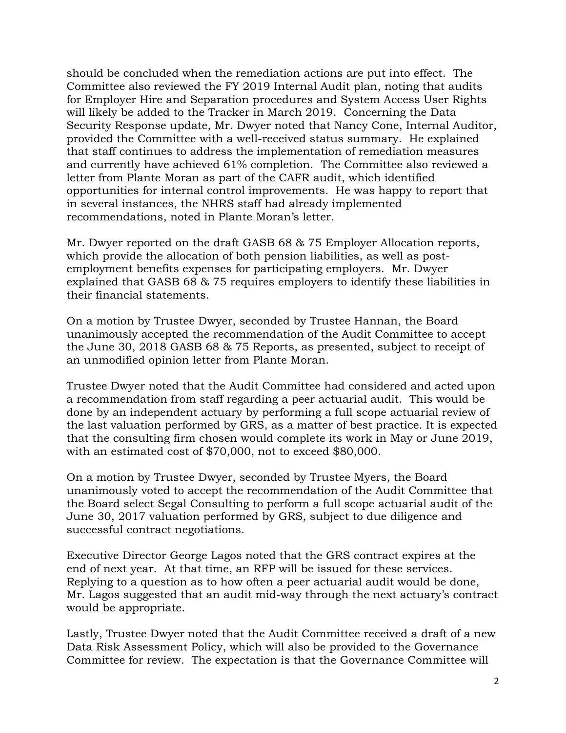should be concluded when the remediation actions are put into effect. The Committee also reviewed the FY 2019 Internal Audit plan, noting that audits for Employer Hire and Separation procedures and System Access User Rights will likely be added to the Tracker in March 2019. Concerning the Data Security Response update, Mr. Dwyer noted that Nancy Cone, Internal Auditor, provided the Committee with a well-received status summary. He explained that staff continues to address the implementation of remediation measures and currently have achieved 61% completion. The Committee also reviewed a letter from Plante Moran as part of the CAFR audit, which identified opportunities for internal control improvements. He was happy to report that in several instances, the NHRS staff had already implemented recommendations, noted in Plante Moran's letter.

Mr. Dwyer reported on the draft GASB 68 & 75 Employer Allocation reports, which provide the allocation of both pension liabilities, as well as post-employment benefits expenses for participating employers. Mr. Dwyer explained that GASB 68 & 75 requires employers to identify these liabilities in their financial statements.

On a motion by Trustee Dwyer, seconded by Trustee Hannan, the Board unanimously accepted the recommendation of the Audit Committee to accept the June 30, 2018 GASB 68 & 75 Reports, as presented, subject to receipt of an unmodified opinion letter from Plante Moran.

Trustee Dwyer noted that the Audit Committee had considered and acted upon a recommendation from staff regarding a peer actuarial audit. This would be done by an independent actuary by performing a full scope actuarial review of the last valuation performed by GRS, as a matter of best practice. It is expected that the consulting firm chosen would complete its work in May or June 2019, with an estimated cost of $70,000, not to exceed $80,000.

On a motion by Trustee Dwyer, seconded by Trustee Myers, the Board unanimously voted to accept the recommendation of the Audit Committee that the Board select Segal Consulting to perform a full scope actuarial audit of the June 30, 2017 valuation performed by GRS, subject to due diligence and successful contract negotiations.

Executive Director George Lagos noted that the GRS contract expires at the end of next year. At that time, an RFP will be issued for these services. Replying to a question as to how often a peer actuarial audit would be done, Mr. Lagos suggested that an audit mid-way through the next actuary's contract would be appropriate.

Lastly, Trustee Dwyer noted that the Audit Committee received a draft of a new Data Risk Assessment Policy, which will also be provided to the Governance Committee for review. The expectation is that the Governance Committee will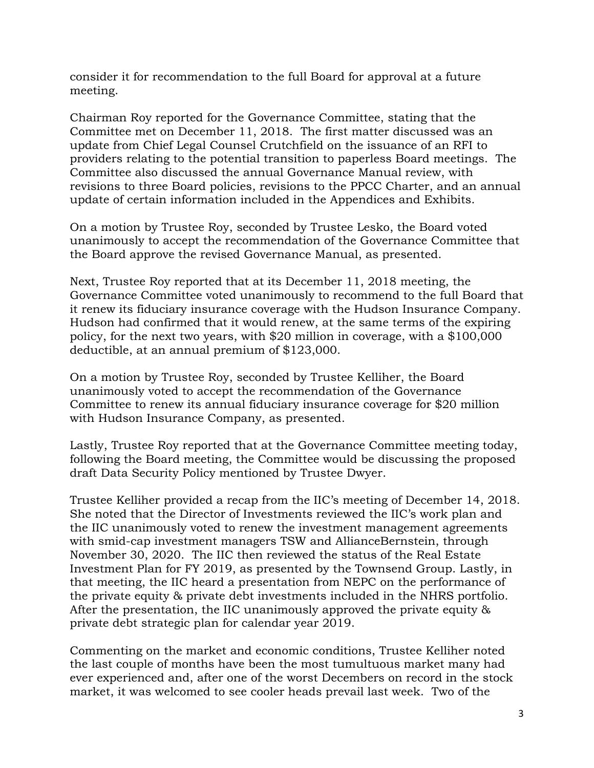consider it for recommendation to the full Board for approval at a future meeting.

Chairman Roy reported for the Governance Committee, stating that the Committee met on December 11, 2018. The first matter discussed was an update from Chief Legal Counsel Crutchfield on the issuance of an RFI to providers relating to the potential transition to paperless Board meetings. The Committee also discussed the annual Governance Manual review, with revisions to three Board policies, revisions to the PPCC Charter, and an annual update of certain information included in the Appendices and Exhibits.

On a motion by Trustee Roy, seconded by Trustee Lesko, the Board voted unanimously to accept the recommendation of the Governance Committee that the Board approve the revised Governance Manual, as presented.

Next, Trustee Roy reported that at its December 11, 2018 meeting, the Governance Committee voted unanimously to recommend to the full Board that it renew its fiduciary insurance coverage with the Hudson Insurance Company. Hudson had confirmed that it would renew, at the same terms of the expiring policy, for the next two years, with $20 million in coverage, with a $100,000 deductible, at an annual premium of $123,000.

On a motion by Trustee Roy, seconded by Trustee Kelliher, the Board unanimously voted to accept the recommendation of the Governance Committee to renew its annual fiduciary insurance coverage for $20 million with Hudson Insurance Company, as presented.

Lastly, Trustee Roy reported that at the Governance Committee meeting today, following the Board meeting, the Committee would be discussing the proposed draft Data Security Policy mentioned by Trustee Dwyer.

Trustee Kelliher provided a recap from the IIC's meeting of December 14, 2018. She noted that the Director of Investments reviewed the IIC's work plan and the IIC unanimously voted to renew the investment management agreements with smid-cap investment managers TSW and AllianceBernstein, through November 30, 2020. The IIC then reviewed the status of the Real Estate Investment Plan for FY 2019, as presented by the Townsend Group. Lastly, in that meeting, the IIC heard a presentation from NEPC on the performance of the private equity & private debt investments included in the NHRS portfolio. After the presentation, the IIC unanimously approved the private equity & private debt strategic plan for calendar year 2019.

Commenting on the market and economic conditions, Trustee Kelliher noted the last couple of months have been the most tumultuous market many had ever experienced and, after one of the worst Decembers on record in the stock market, it was welcomed to see cooler heads prevail last week. Two of the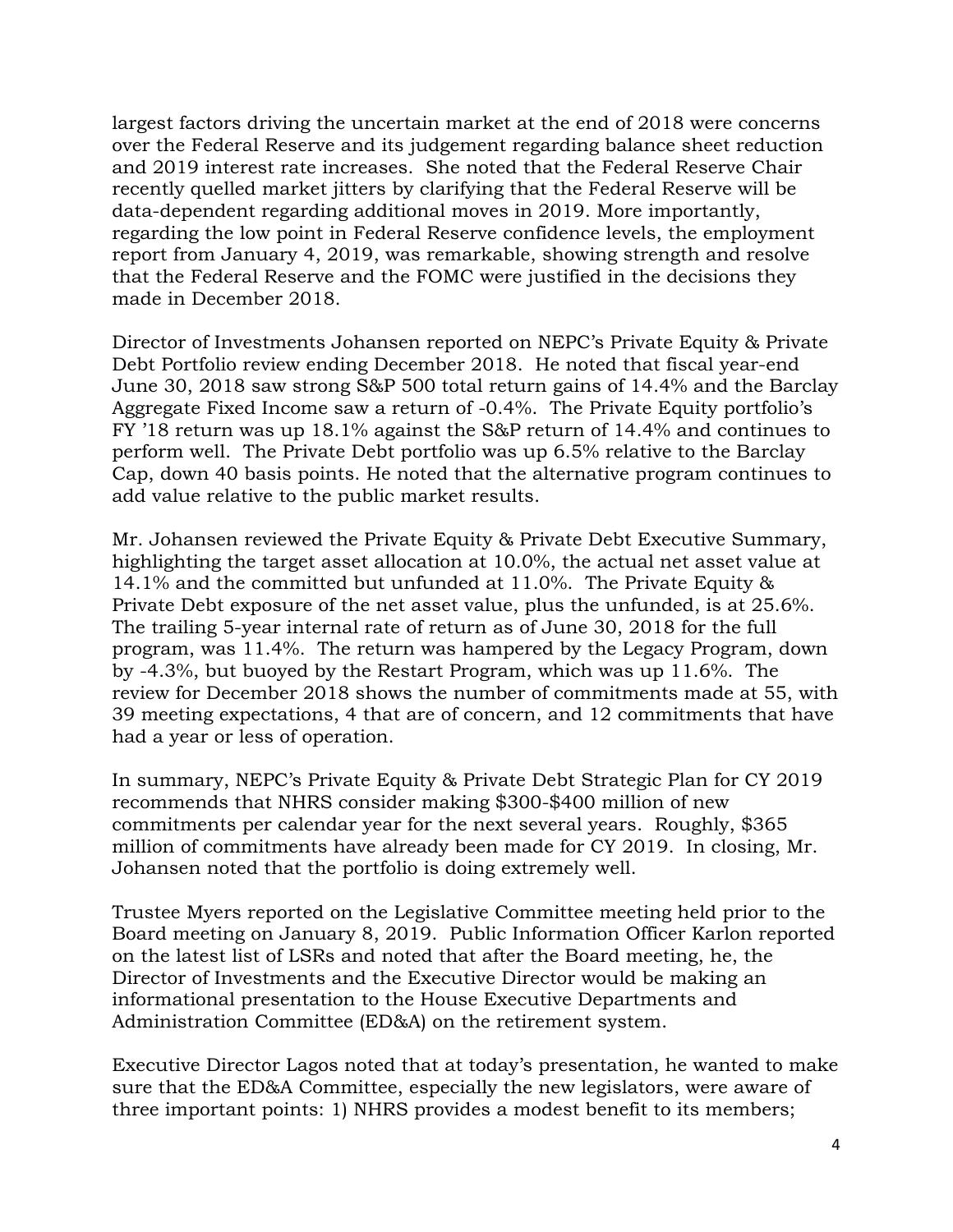largest factors driving the uncertain market at the end of 2018 were concerns over the Federal Reserve and its judgement regarding balance sheet reduction and 2019 interest rate increases. She noted that the Federal Reserve Chair recently quelled market jitters by clarifying that the Federal Reserve will be data-dependent regarding additional moves in 2019. More importantly, regarding the low point in Federal Reserve confidence levels, the employment report from January 4, 2019, was remarkable, showing strength and resolve that the Federal Reserve and the FOMC were justified in the decisions they made in December 2018.

Director of Investments Johansen reported on NEPC's Private Equity & Private Debt Portfolio review ending December 2018. He noted that fiscal year-end June 30, 2018 saw strong S&P 500 total return gains of 14.4% and the Barclay Aggregate Fixed Income saw a return of -0.4%. The Private Equity portfolio's FY '18 return was up 18.1% against the S&P return of 14.4% and continues to perform well. The Private Debt portfolio was up 6.5% relative to the Barclay Cap, down 40 basis points. He noted that the alternative program continues to add value relative to the public market results.

Mr. Johansen reviewed the Private Equity & Private Debt Executive Summary, highlighting the target asset allocation at 10.0%, the actual net asset value at 14.1% and the committed but unfunded at 11.0%. The Private Equity & Private Debt exposure of the net asset value, plus the unfunded, is at 25.6%. The trailing 5-year internal rate of return as of June 30, 2018 for the full program, was 11.4%. The return was hampered by the Legacy Program, down by -4.3%, but buoyed by the Restart Program, which was up 11.6%. The review for December 2018 shows the number of commitments made at 55, with 39 meeting expectations, 4 that are of concern, and 12 commitments that have had a year or less of operation.

In summary, NEPC's Private Equity & Private Debt Strategic Plan for CY 2019 recommends that NHRS consider making $300-$400 million of new commitments per calendar year for the next several years. Roughly, $365 million of commitments have already been made for CY 2019. In closing, Mr. Johansen noted that the portfolio is doing extremely well.

Trustee Myers reported on the Legislative Committee meeting held prior to the Board meeting on January 8, 2019. Public Information Officer Karlon reported on the latest list of LSRs and noted that after the Board meeting, he, the Director of Investments and the Executive Director would be making an informational presentation to the House Executive Departments and Administration Committee (ED&A) on the retirement system.

Executive Director Lagos noted that at today's presentation, he wanted to make sure that the ED&A Committee, especially the new legislators, were aware of three important points: 1) NHRS provides a modest benefit to its members;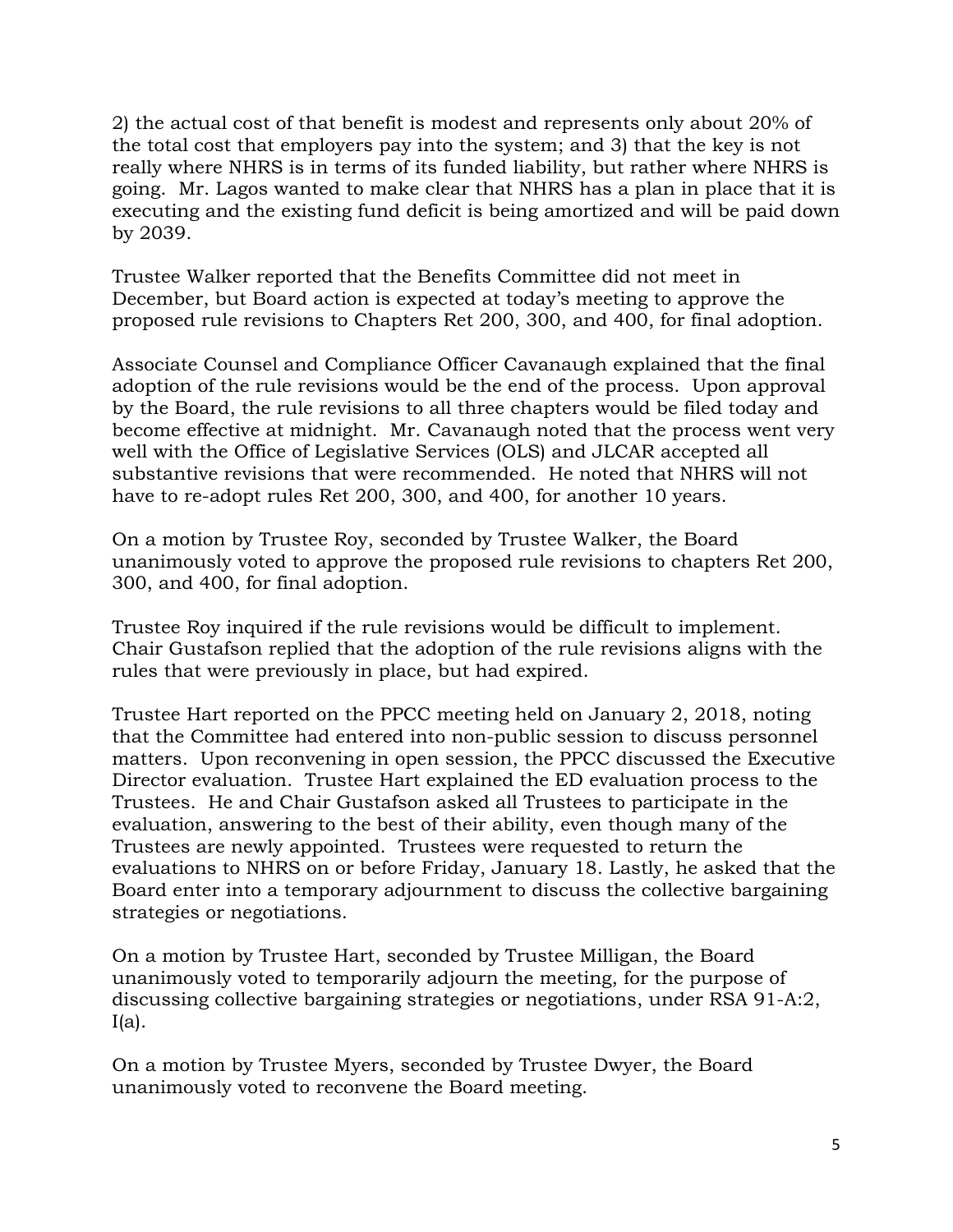2) the actual cost of that benefit is modest and represents only about 20% of the total cost that employers pay into the system; and 3) that the key is not really where NHRS is in terms of its funded liability, but rather where NHRS is going. Mr. Lagos wanted to make clear that NHRS has a plan in place that it is executing and the existing fund deficit is being amortized and will be paid down by 2039.

Trustee Walker reported that the Benefits Committee did not meet in December, but Board action is expected at today's meeting to approve the proposed rule revisions to Chapters Ret 200, 300, and 400, for final adoption.

Associate Counsel and Compliance Officer Cavanaugh explained that the final adoption of the rule revisions would be the end of the process. Upon approval by the Board, the rule revisions to all three chapters would be filed today and become effective at midnight. Mr. Cavanaugh noted that the process went very well with the Office of Legislative Services (OLS) and JLCAR accepted all substantive revisions that were recommended. He noted that NHRS will not have to re-adopt rules Ret 200, 300, and 400, for another 10 years.

On a motion by Trustee Roy, seconded by Trustee Walker, the Board unanimously voted to approve the proposed rule revisions to chapters Ret 200, 300, and 400, for final adoption.

Trustee Roy inquired if the rule revisions would be difficult to implement. Chair Gustafson replied that the adoption of the rule revisions aligns with the rules that were previously in place, but had expired.

Trustee Hart reported on the PPCC meeting held on January 2, 2018, noting that the Committee had entered into non-public session to discuss personnel matters. Upon reconvening in open session, the PPCC discussed the Executive Director evaluation. Trustee Hart explained the ED evaluation process to the Trustees. He and Chair Gustafson asked all Trustees to participate in the evaluation, answering to the best of their ability, even though many of the Trustees are newly appointed. Trustees were requested to return the evaluations to NHRS on or before Friday, January 18. Lastly, he asked that the Board enter into a temporary adjournment to discuss the collective bargaining strategies or negotiations.

On a motion by Trustee Hart, seconded by Trustee Milligan, the Board unanimously voted to temporarily adjourn the meeting, for the purpose of discussing collective bargaining strategies or negotiations, under RSA 91-A:2, I(a).

On a motion by Trustee Myers, seconded by Trustee Dwyer, the Board unanimously voted to reconvene the Board meeting.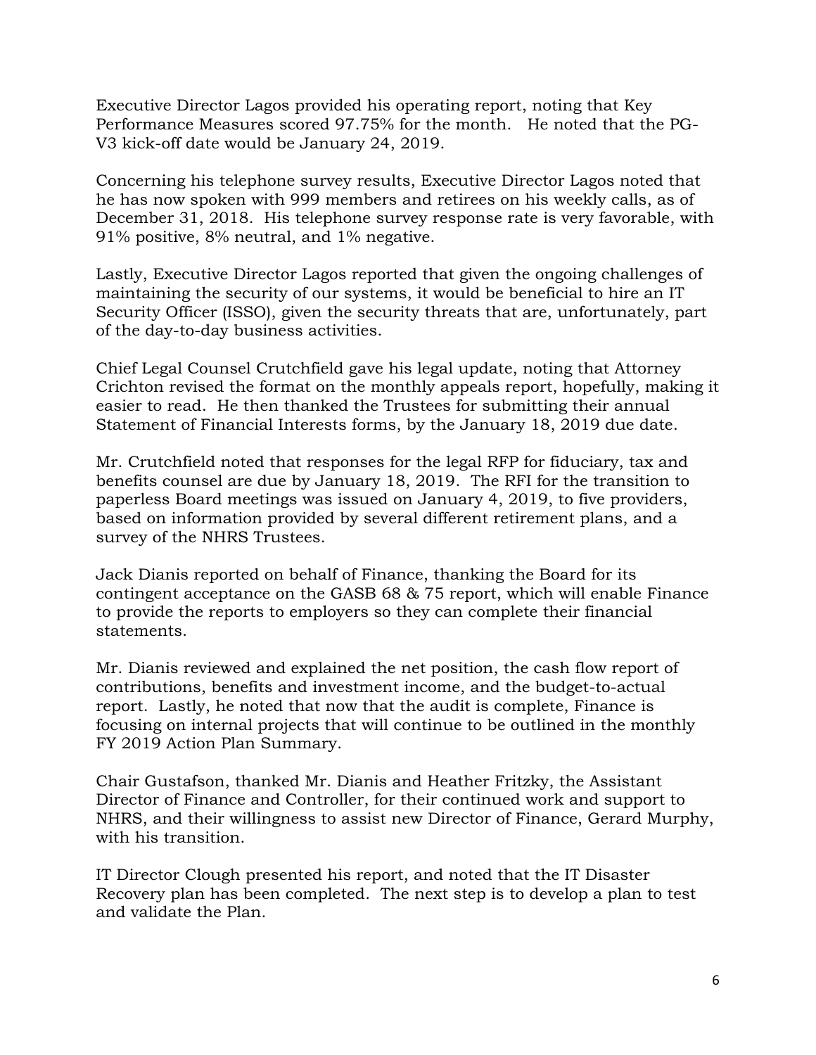Executive Director Lagos provided his operating report, noting that Key Performance Measures scored 97.75% for the month. He noted that the PG-V3 kick-off date would be January 24, 2019.

Concerning his telephone survey results, Executive Director Lagos noted that he has now spoken with 999 members and retirees on his weekly calls, as of December 31, 2018. His telephone survey response rate is very favorable, with 91% positive, 8% neutral, and 1% negative.

Lastly, Executive Director Lagos reported that given the ongoing challenges of maintaining the security of our systems, it would be beneficial to hire an IT Security Officer (ISSO), given the security threats that are, unfortunately, part of the day-to-day business activities.

Chief Legal Counsel Crutchfield gave his legal update, noting that Attorney Crichton revised the format on the monthly appeals report, hopefully, making it easier to read. He then thanked the Trustees for submitting their annual Statement of Financial Interests forms, by the January 18, 2019 due date.

Mr. Crutchfield noted that responses for the legal RFP for fiduciary, tax and benefits counsel are due by January 18, 2019. The RFI for the transition to paperless Board meetings was issued on January 4, 2019, to five providers, based on information provided by several different retirement plans, and a survey of the NHRS Trustees.

Jack Dianis reported on behalf of Finance, thanking the Board for its contingent acceptance on the GASB 68 & 75 report, which will enable Finance to provide the reports to employers so they can complete their financial statements.

Mr. Dianis reviewed and explained the net position, the cash flow report of contributions, benefits and investment income, and the budget-to-actual report. Lastly, he noted that now that the audit is complete, Finance is focusing on internal projects that will continue to be outlined in the monthly FY 2019 Action Plan Summary.

Chair Gustafson, thanked Mr. Dianis and Heather Fritzky, the Assistant Director of Finance and Controller, for their continued work and support to NHRS, and their willingness to assist new Director of Finance, Gerard Murphy, with his transition.

IT Director Clough presented his report, and noted that the IT Disaster Recovery plan has been completed. The next step is to develop a plan to test and validate the Plan.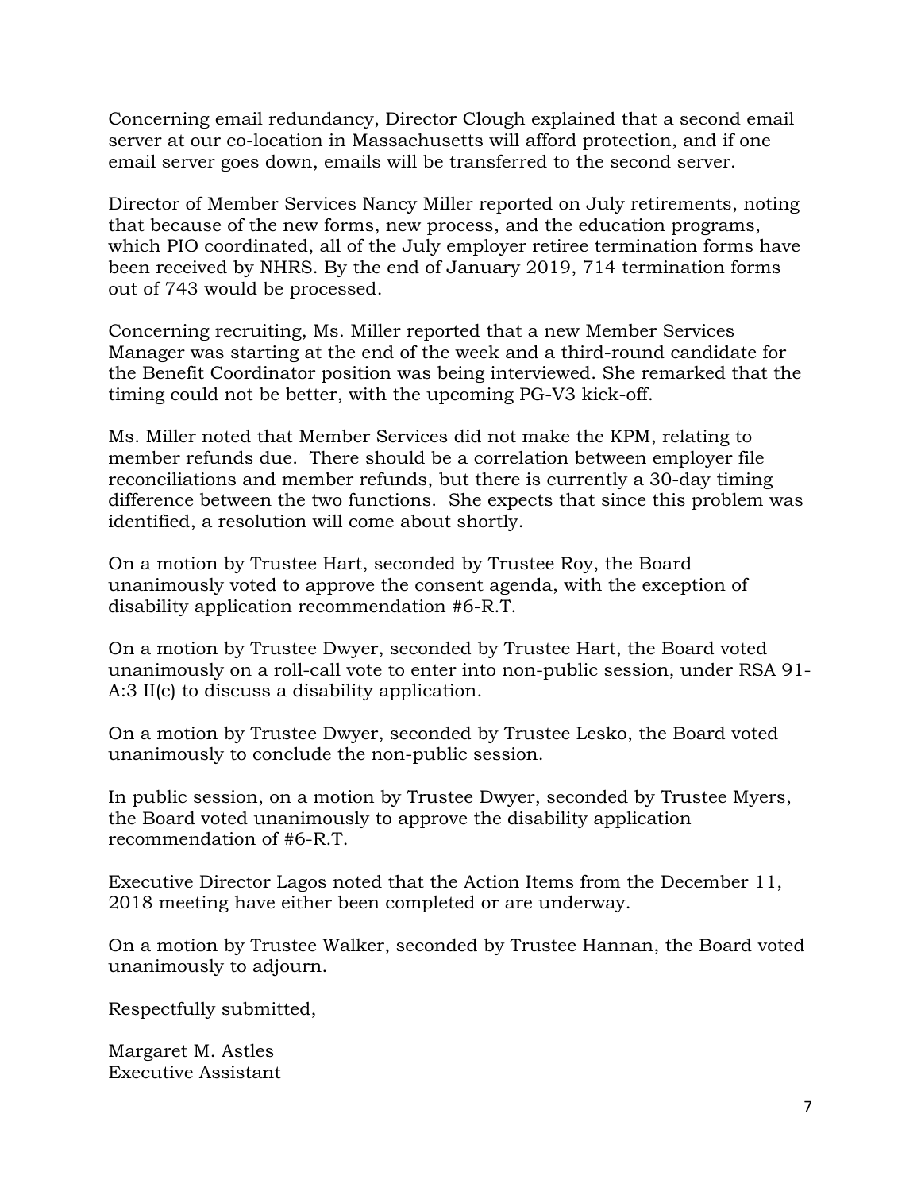Concerning email redundancy, Director Clough explained that a second email server at our co-location in Massachusetts will afford protection, and if one email server goes down, emails will be transferred to the second server.

Director of Member Services Nancy Miller reported on July retirements, noting that because of the new forms, new process, and the education programs, which PIO coordinated, all of the July employer retiree termination forms have been received by NHRS. By the end of January 2019, 714 termination forms out of 743 would be processed.

Concerning recruiting, Ms. Miller reported that a new Member Services Manager was starting at the end of the week and a third-round candidate for the Benefit Coordinator position was being interviewed. She remarked that the timing could not be better, with the upcoming PG-V3 kick-off.

Ms. Miller noted that Member Services did not make the KPM, relating to member refunds due. There should be a correlation between employer file reconciliations and member refunds, but there is currently a 30-day timing difference between the two functions. She expects that since this problem was identified, a resolution will come about shortly.

On a motion by Trustee Hart, seconded by Trustee Roy, the Board unanimously voted to approve the consent agenda, with the exception of disability application recommendation #6-R.T.

On a motion by Trustee Dwyer, seconded by Trustee Hart, the Board voted unanimously on a roll-call vote to enter into non-public session, under RSA 91-A:3 II(c) to discuss a disability application.

On a motion by Trustee Dwyer, seconded by Trustee Lesko, the Board voted unanimously to conclude the non-public session.

In public session, on a motion by Trustee Dwyer, seconded by Trustee Myers, the Board voted unanimously to approve the disability application recommendation of #6-R.T.

Executive Director Lagos noted that the Action Items from the December 11, 2018 meeting have either been completed or are underway.

On a motion by Trustee Walker, seconded by Trustee Hannan, the Board voted unanimously to adjourn.

Respectfully submitted,

Margaret M. Astles
Executive Assistant